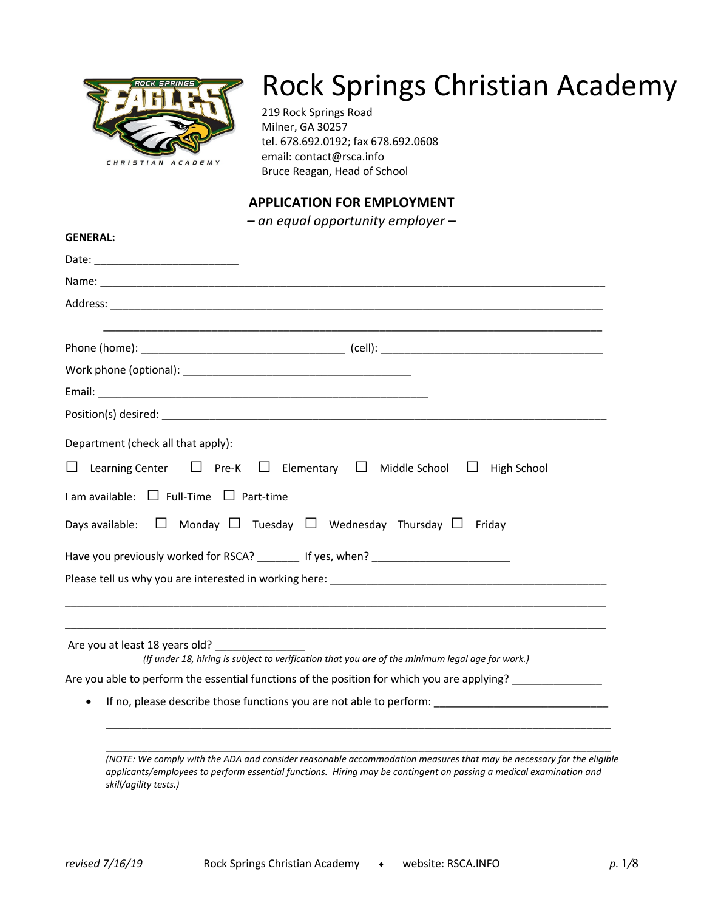# Rock Springs Christian Academy

219 Rock Springs Road
Milner, GA 30257
tel. 678.692.0192; fax 678.692.0608
email: contact@rsca.info
Bruce Reagan, Head of School

## APPLICATION FOR EMPLOYMENT

*– an equal opportunity employer –*

**GENERAL:**

Date: ________________________

Name: ______________________________________________________________________________________

Address: ____________________________________________________________________________________

______________________________________________________________________________________

Phone (home): __________________________________ (cell): _____________________________________

Work phone (optional): ______________________________________

Email: _______________________________________________________

Position(s) desired: ______________________________________________________________________________

Department (check all that apply):

☐ Learning Center ☐ Pre-K ☐ Elementary ☐ Middle School ☐ High School

I am available: ☐ Full-Time ☐ Part-time

Days available: ☐ Monday ☐ Tuesday ☐ Wednesday Thursday ☐ Friday

Have you previously worked for RSCA? _______ If yes, when? _______________________

Please tell us why you are interested in working here: ______________________________________________

________________________________________________________________________________________

________________________________________________________________________________________

Are you at least 18 years old? _______________

*(If under 18, hiring is subject to verification that you are of the minimum legal age for work.)*

Are you able to perform the essential functions of the position for which you are applying? _______________

- If no, please describe those functions you are not able to perform: _____________________________

  ________________________________________________________________________________________

  ________________________________________________________________________________________

  *(NOTE: We comply with the ADA and consider reasonable accommodation measures that may be necessary for the eligible applicants/employees to perform essential functions. Hiring may be contingent on passing a medical examination and skill/agility tests.)*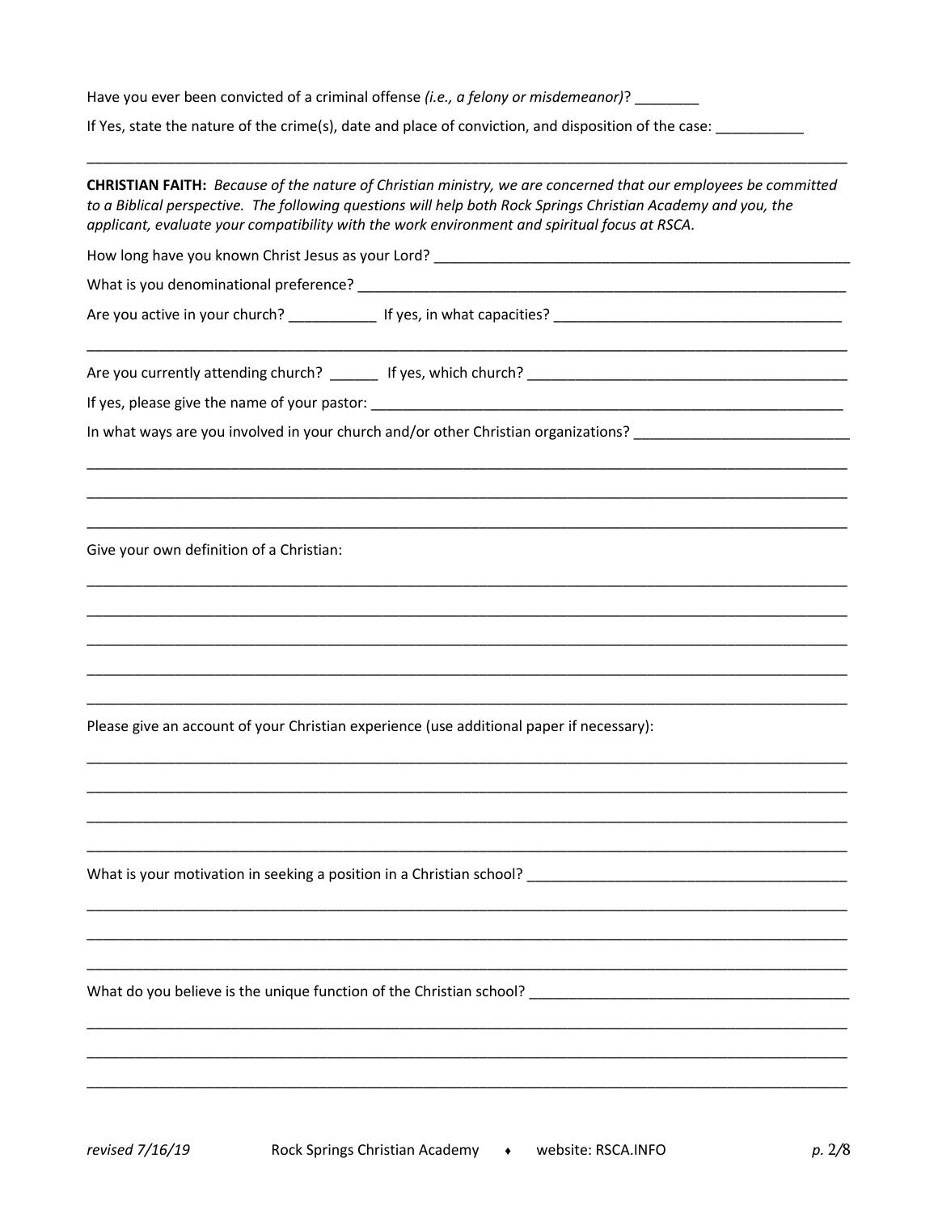Have you ever been convicted of a criminal offense *(i.e., a felony or misdemeanor)*? ________

If Yes, state the nature of the crime(s), date and place of conviction, and disposition of the case: ___________

_____________________________________________________________________________________________

**CHRISTIAN FAITH:** *Because of the nature of Christian ministry, we are concerned that our employees be committed to a Biblical perspective. The following questions will help both Rock Springs Christian Academy and you, the applicant, evaluate your compatibility with the work environment and spiritual focus at RSCA.*

How long have you known Christ Jesus as your Lord? ______________________________________________________

What is you denominational preference? _______________________________________________________________

Are you active in your church? ___________ If yes, in what capacities? ____________________________________

_____________________________________________________________________________________________

Are you currently attending church? ______ If yes, which church? ________________________________________

If yes, please give the name of your pastor: ______________________________________________________________

In what ways are you involved in your church and/or other Christian organizations? __________________________

_____________________________________________________________________________________________

_____________________________________________________________________________________________

_____________________________________________________________________________________________

Give your own definition of a Christian:

_____________________________________________________________________________________________

_____________________________________________________________________________________________

_____________________________________________________________________________________________

_____________________________________________________________________________________________

_____________________________________________________________________________________________

Please give an account of your Christian experience (use additional paper if necessary):

_____________________________________________________________________________________________

_____________________________________________________________________________________________

_____________________________________________________________________________________________

_____________________________________________________________________________________________

What is your motivation in seeking a position in a Christian school? _________________________________________

_____________________________________________________________________________________________

_____________________________________________________________________________________________

_____________________________________________________________________________________________

What do you believe is the unique function of the Christian school? __________________________________________

_____________________________________________________________________________________________

_____________________________________________________________________________________________

_____________________________________________________________________________________________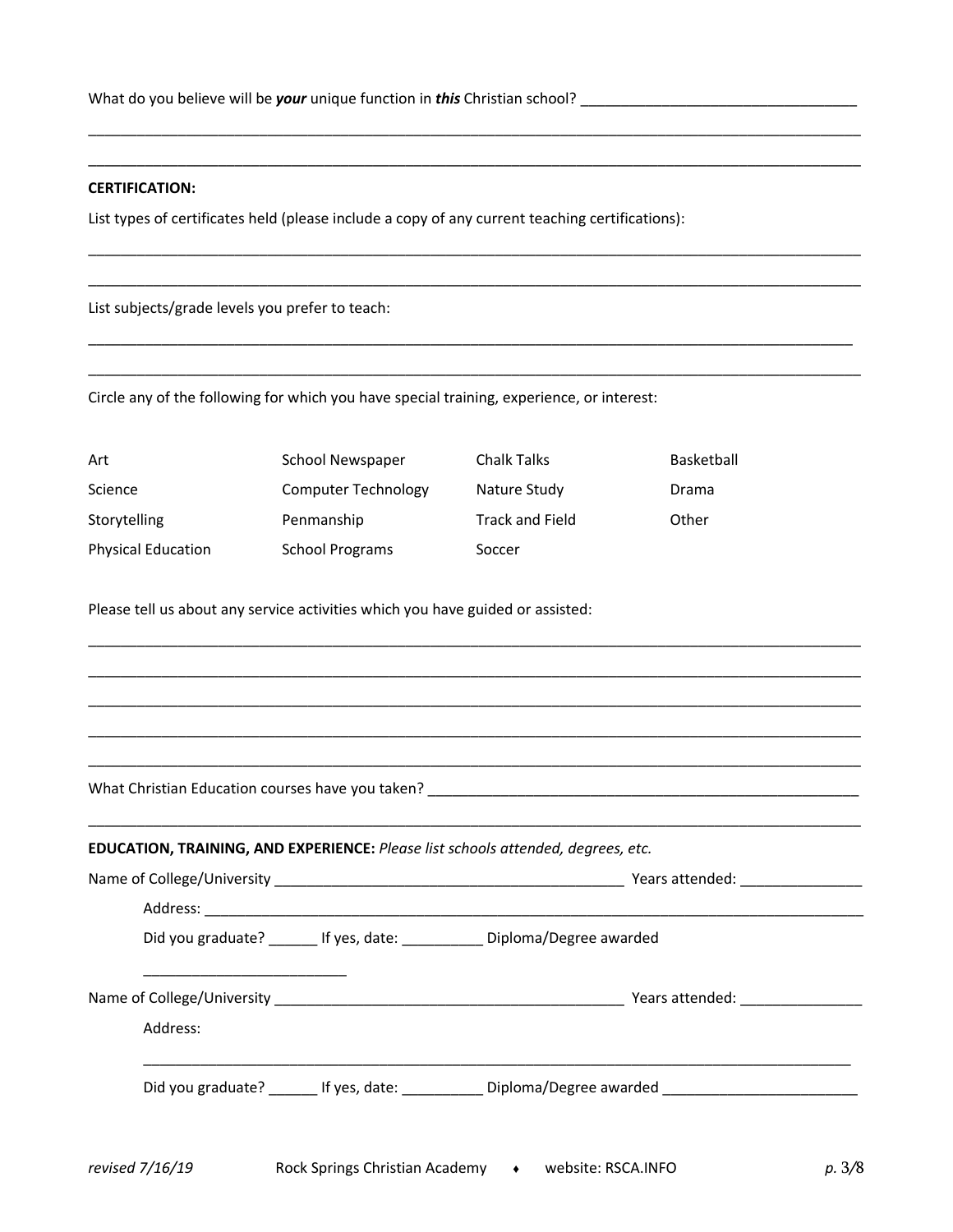What do you believe will be ***your*** unique function in ***this*** Christian school? ___________________________________

_____________________________________________________________________________________________________

_____________________________________________________________________________________________________

**CERTIFICATION:**

List types of certificates held (please include a copy of any current teaching certifications):

_____________________________________________________________________________________________________

_____________________________________________________________________________________________________

List subjects/grade levels you prefer to teach:

_____________________________________________________________________________________________________

_____________________________________________________________________________________________________

Circle any of the following for which you have special training, experience, or interest:

| | | | |
|---|---|---|---|
| Art | School Newspaper | Chalk Talks | Basketball |
| Science | Computer Technology | Nature Study | Drama |
| Storytelling | Penmanship | Track and Field | Other |
| Physical Education | School Programs | Soccer | |

Please tell us about any service activities which you have guided or assisted:

_____________________________________________________________________________________________________

_____________________________________________________________________________________________________

_____________________________________________________________________________________________________

_____________________________________________________________________________________________________

_____________________________________________________________________________________________________

What Christian Education courses have you taken? _______________________________________________________

_____________________________________________________________________________________________________

**EDUCATION, TRAINING, AND EXPERIENCE:** *Please list schools attended, degrees, etc.*

Name of College/University ____________________________________________ Years attended: _______________

Address: _________________________________________________________________________________________

Did you graduate? ______ If yes, date: __________ Diploma/Degree awarded

_________________________

Name of College/University ____________________________________________ Years attended: _______________

Address:

_________________________________________________________________________________________

Did you graduate? ______ If yes, date: __________ Diploma/Degree awarded ________________________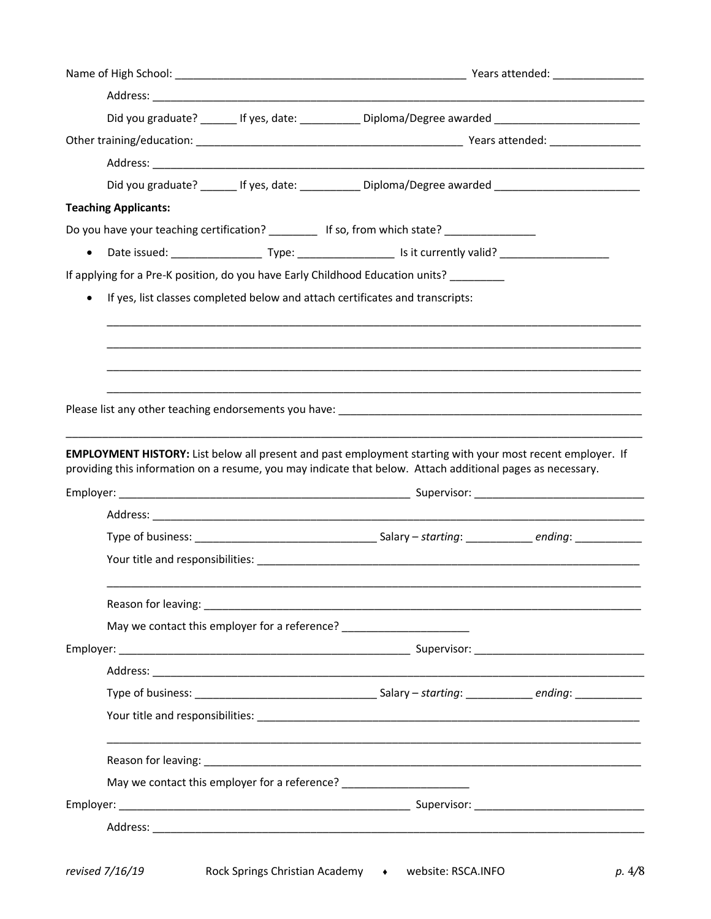Name of High School: _______________________________________________ Years attended: ______________

Address: ________________________________________________________________________________

Did you graduate? ______ If yes, date: __________ Diploma/Degree awarded ________________________

Other training/education: ____________________________________________ Years attended: _______________

Address: ________________________________________________________________________________

Did you graduate? ______ If yes, date: __________ Diploma/Degree awarded ________________________

**Teaching Applicants:**

Do you have your teaching certification? ________ If so, from which state? _______________

- Date issued: _______________ Type: ________________ Is it currently valid? __________________

If applying for a Pre-K position, do you have Early Childhood Education units? _________

- If yes, list classes completed below and attach certificates and transcripts:

  ________________________________________________________________________________

  ________________________________________________________________________________

  ________________________________________________________________________________

  ________________________________________________________________________________

Please list any other teaching endorsements you have: _____________________________________________

___________________________________________________________________________________________

**EMPLOYMENT HISTORY:** List below all present and past employment starting with your most recent employer. If providing this information on a resume, you may indicate that below. Attach additional pages as necessary.

Employer: _______________________________________________ Supervisor: ____________________________

Address: ________________________________________________________________________________

Type of business: ______________________________ Salary – *starting*: ___________ *ending*: ___________

Your title and responsibilities: _________________________________________________________________

________________________________________________________________________________

Reason for leaving: ______________________________________________________________________

May we contact this employer for a reference? _____________________

Employer: _______________________________________________ Supervisor: ____________________________

Address: ________________________________________________________________________________

Type of business: ______________________________ Salary – *starting*: ___________ *ending*: ___________

Your title and responsibilities: _________________________________________________________________

________________________________________________________________________________

Reason for leaving: ______________________________________________________________________

May we contact this employer for a reference? _____________________

Employer: _______________________________________________ Supervisor: ____________________________

Address: ________________________________________________________________________________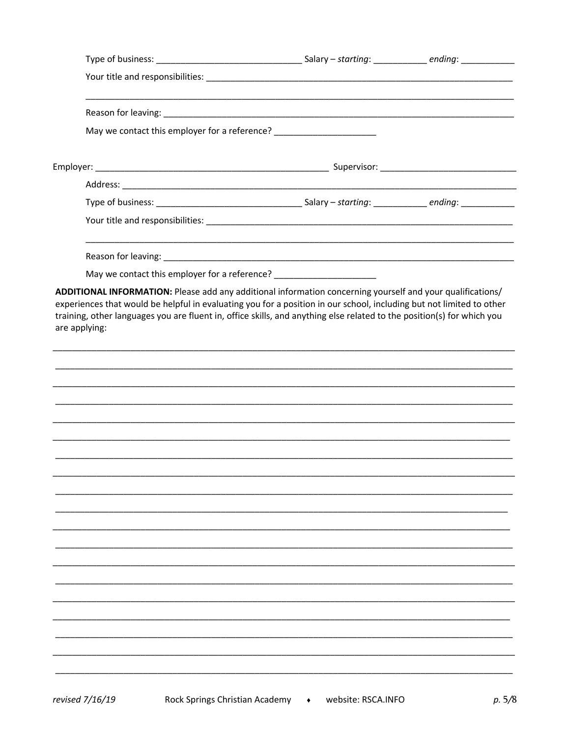Type of business: ______________________________ Salary – *starting*: ___________ *ending*: ___________

Your title and responsibilities: ________________________________________________________________

_____________________________________________________________________________________________

Reason for leaving: ____________________________________________________________________________

May we contact this employer for a reference? _____________________

Employer: ________________________________________________ Supervisor: ___________________________

Address: ____________________________________________________________________________________

Type of business: ______________________________ Salary – *starting*: ___________ *ending*: ___________

Your title and responsibilities: ________________________________________________________________

_____________________________________________________________________________________________

Reason for leaving: ____________________________________________________________________________

May we contact this employer for a reference? _____________________

**ADDITIONAL INFORMATION:** Please add any additional information concerning yourself and your qualifications/ experiences that would be helpful in evaluating you for a position in our school, including but not limited to other training, other languages you are fluent in, office skills, and anything else related to the position(s) for which you are applying:

_____________________________________________________________________________________________

_____________________________________________________________________________________________

_____________________________________________________________________________________________

_____________________________________________________________________________________________

_____________________________________________________________________________________________

_____________________________________________________________________________________________

_____________________________________________________________________________________________

_____________________________________________________________________________________________

_____________________________________________________________________________________________

_____________________________________________________________________________________________

_____________________________________________________________________________________________

_____________________________________________________________________________________________

_____________________________________________________________________________________________

_____________________________________________________________________________________________

_____________________________________________________________________________________________

_____________________________________________________________________________________________

_____________________________________________________________________________________________

_____________________________________________________________________________________________

_____________________________________________________________________________________________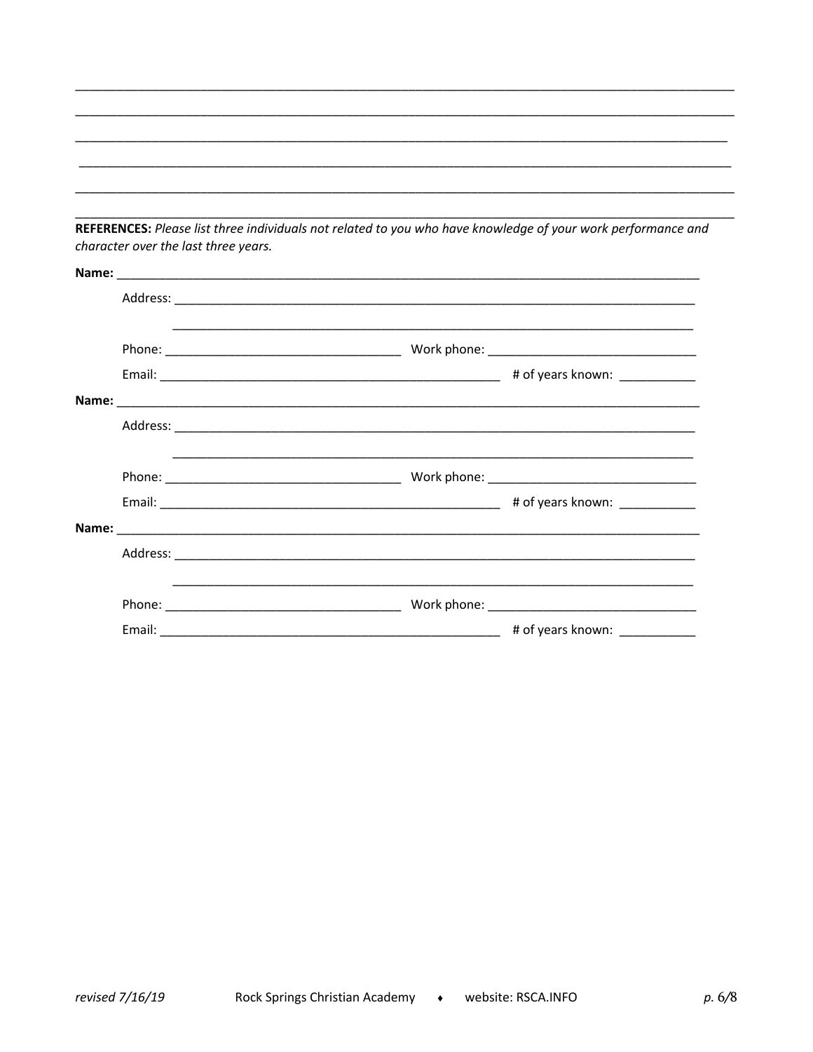\_\_\_\_\_\_\_\_\_\_\_\_\_\_\_\_\_\_\_\_\_\_\_\_\_\_\_\_\_\_\_\_\_\_\_\_\_\_\_\_\_\_\_\_\_\_\_\_\_\_\_\_\_\_\_\_\_\_\_\_\_\_\_\_\_\_\_\_\_\_\_\_\_\_\_\_\_\_\_\_

\_\_\_\_\_\_\_\_\_\_\_\_\_\_\_\_\_\_\_\_\_\_\_\_\_\_\_\_\_\_\_\_\_\_\_\_\_\_\_\_\_\_\_\_\_\_\_\_\_\_\_\_\_\_\_\_\_\_\_\_\_\_\_\_\_\_\_\_\_\_\_\_\_\_\_\_\_\_\_\_

\_\_\_\_\_\_\_\_\_\_\_\_\_\_\_\_\_\_\_\_\_\_\_\_\_\_\_\_\_\_\_\_\_\_\_\_\_\_\_\_\_\_\_\_\_\_\_\_\_\_\_\_\_\_\_\_\_\_\_\_\_\_\_\_\_\_\_\_\_\_\_\_\_\_\_\_\_\_\_\_

\_\_\_\_\_\_\_\_\_\_\_\_\_\_\_\_\_\_\_\_\_\_\_\_\_\_\_\_\_\_\_\_\_\_\_\_\_\_\_\_\_\_\_\_\_\_\_\_\_\_\_\_\_\_\_\_\_\_\_\_\_\_\_\_\_\_\_\_\_\_\_\_\_\_\_\_\_\_\_\_

\_\_\_\_\_\_\_\_\_\_\_\_\_\_\_\_\_\_\_\_\_\_\_\_\_\_\_\_\_\_\_\_\_\_\_\_\_\_\_\_\_\_\_\_\_\_\_\_\_\_\_\_\_\_\_\_\_\_\_\_\_\_\_\_\_\_\_\_\_\_\_\_\_\_\_\_\_\_\_\_

\_\_\_\_\_\_\_\_\_\_\_\_\_\_\_\_\_\_\_\_\_\_\_\_\_\_\_\_\_\_\_\_\_\_\_\_\_\_\_\_\_\_\_\_\_\_\_\_\_\_\_\_\_\_\_\_\_\_\_\_\_\_\_\_\_\_\_\_\_\_\_\_\_\_\_\_\_\_\_\_

**REFERENCES:** *Please list three individuals not related to you who have knowledge of your work performance and character over the last three years.*

**Name:** \_\_\_\_\_\_\_\_\_\_\_\_\_\_\_\_\_\_\_\_\_\_\_\_\_\_\_\_\_\_\_\_\_\_\_\_\_\_\_\_\_\_\_\_\_\_\_\_\_\_\_\_\_\_\_\_\_\_\_\_\_\_\_\_\_\_\_\_\_\_\_\_

Address: \_\_\_\_\_\_\_\_\_\_\_\_\_\_\_\_\_\_\_\_\_\_\_\_\_\_\_\_\_\_\_\_\_\_\_\_\_\_\_\_\_\_\_\_\_\_\_\_\_\_\_\_\_\_\_\_\_\_\_\_\_\_\_\_\_\_

\_\_\_\_\_\_\_\_\_\_\_\_\_\_\_\_\_\_\_\_\_\_\_\_\_\_\_\_\_\_\_\_\_\_\_\_\_\_\_\_\_\_\_\_\_\_\_\_\_\_\_\_\_\_\_\_\_\_\_\_\_\_\_\_\_\_

Phone: \_\_\_\_\_\_\_\_\_\_\_\_\_\_\_\_\_\_\_\_\_\_\_\_\_\_\_\_\_\_ Work phone: \_\_\_\_\_\_\_\_\_\_\_\_\_\_\_\_\_\_\_\_\_\_\_\_\_\_\_\_

Email: \_\_\_\_\_\_\_\_\_\_\_\_\_\_\_\_\_\_\_\_\_\_\_\_\_\_\_\_\_\_\_\_\_\_\_\_\_\_\_\_\_\_\_\_\_ # of years known: \_\_\_\_\_\_\_\_\_\_

**Name:** \_\_\_\_\_\_\_\_\_\_\_\_\_\_\_\_\_\_\_\_\_\_\_\_\_\_\_\_\_\_\_\_\_\_\_\_\_\_\_\_\_\_\_\_\_\_\_\_\_\_\_\_\_\_\_\_\_\_\_\_\_\_\_\_\_\_\_\_\_\_\_\_

Address: \_\_\_\_\_\_\_\_\_\_\_\_\_\_\_\_\_\_\_\_\_\_\_\_\_\_\_\_\_\_\_\_\_\_\_\_\_\_\_\_\_\_\_\_\_\_\_\_\_\_\_\_\_\_\_\_\_\_\_\_\_\_\_\_\_\_

\_\_\_\_\_\_\_\_\_\_\_\_\_\_\_\_\_\_\_\_\_\_\_\_\_\_\_\_\_\_\_\_\_\_\_\_\_\_\_\_\_\_\_\_\_\_\_\_\_\_\_\_\_\_\_\_\_\_\_\_\_\_\_\_\_\_

Phone: \_\_\_\_\_\_\_\_\_\_\_\_\_\_\_\_\_\_\_\_\_\_\_\_\_\_\_\_\_\_ Work phone: \_\_\_\_\_\_\_\_\_\_\_\_\_\_\_\_\_\_\_\_\_\_\_\_\_\_\_\_

Email: \_\_\_\_\_\_\_\_\_\_\_\_\_\_\_\_\_\_\_\_\_\_\_\_\_\_\_\_\_\_\_\_\_\_\_\_\_\_\_\_\_\_\_\_\_ # of years known: \_\_\_\_\_\_\_\_\_\_

**Name:** \_\_\_\_\_\_\_\_\_\_\_\_\_\_\_\_\_\_\_\_\_\_\_\_\_\_\_\_\_\_\_\_\_\_\_\_\_\_\_\_\_\_\_\_\_\_\_\_\_\_\_\_\_\_\_\_\_\_\_\_\_\_\_\_\_\_\_\_\_\_\_\_

Address: \_\_\_\_\_\_\_\_\_\_\_\_\_\_\_\_\_\_\_\_\_\_\_\_\_\_\_\_\_\_\_\_\_\_\_\_\_\_\_\_\_\_\_\_\_\_\_\_\_\_\_\_\_\_\_\_\_\_\_\_\_\_\_\_\_\_

\_\_\_\_\_\_\_\_\_\_\_\_\_\_\_\_\_\_\_\_\_\_\_\_\_\_\_\_\_\_\_\_\_\_\_\_\_\_\_\_\_\_\_\_\_\_\_\_\_\_\_\_\_\_\_\_\_\_\_\_\_\_\_\_\_\_

Phone: \_\_\_\_\_\_\_\_\_\_\_\_\_\_\_\_\_\_\_\_\_\_\_\_\_\_\_\_\_\_ Work phone: \_\_\_\_\_\_\_\_\_\_\_\_\_\_\_\_\_\_\_\_\_\_\_\_\_\_\_\_

Email: \_\_\_\_\_\_\_\_\_\_\_\_\_\_\_\_\_\_\_\_\_\_\_\_\_\_\_\_\_\_\_\_\_\_\_\_\_\_\_\_\_\_\_\_\_ # of years known: \_\_\_\_\_\_\_\_\_\_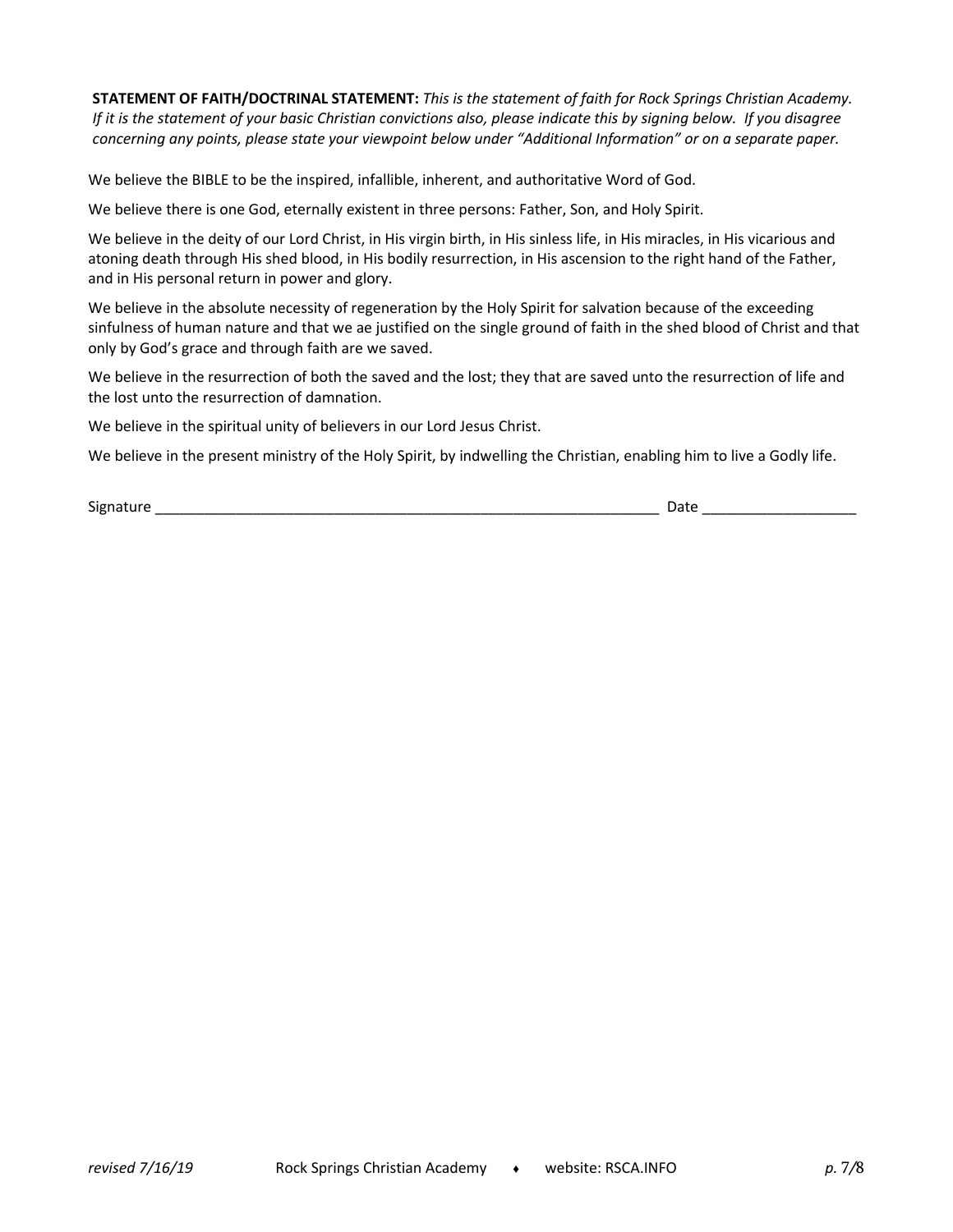**STATEMENT OF FAITH/DOCTRINAL STATEMENT:** *This is the statement of faith for Rock Springs Christian Academy. If it is the statement of your basic Christian convictions also, please indicate this by signing below. If you disagree concerning any points, please state your viewpoint below under "Additional Information" or on a separate paper.*

We believe the BIBLE to be the inspired, infallible, inherent, and authoritative Word of God.

We believe there is one God, eternally existent in three persons: Father, Son, and Holy Spirit.

We believe in the deity of our Lord Christ, in His virgin birth, in His sinless life, in His miracles, in His vicarious and atoning death through His shed blood, in His bodily resurrection, in His ascension to the right hand of the Father, and in His personal return in power and glory.

We believe in the absolute necessity of regeneration by the Holy Spirit for salvation because of the exceeding sinfulness of human nature and that we ae justified on the single ground of faith in the shed blood of Christ and that only by God's grace and through faith are we saved.

We believe in the resurrection of both the saved and the lost; they that are saved unto the resurrection of life and the lost unto the resurrection of damnation.

We believe in the spiritual unity of believers in our Lord Jesus Christ.

We believe in the present ministry of the Holy Spirit, by indwelling the Christian, enabling him to live a Godly life.

Signature ________________________________________________________________ Date ___________________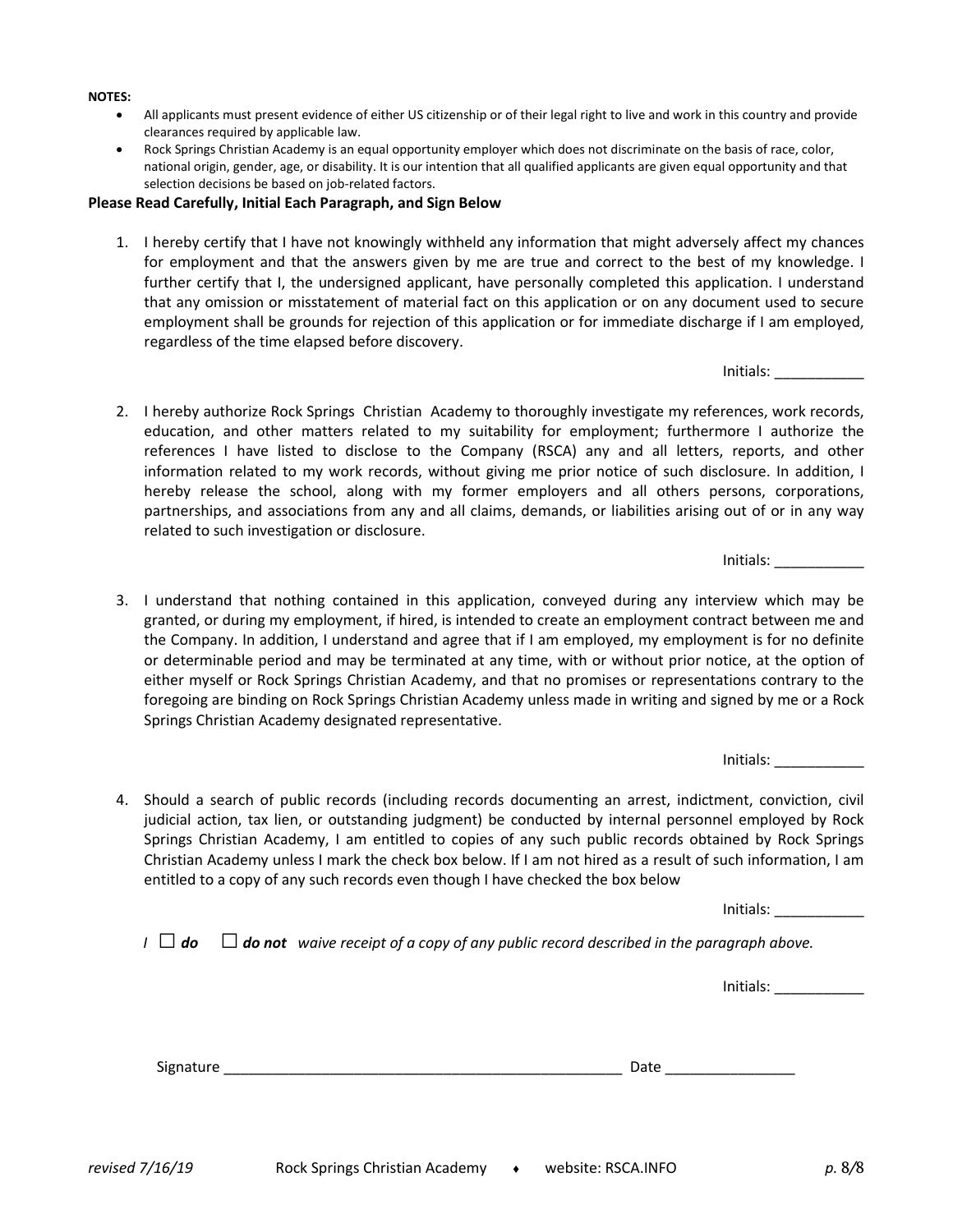**NOTES:**

- All applicants must present evidence of either US citizenship or of their legal right to live and work in this country and provide clearances required by applicable law.
- Rock Springs Christian Academy is an equal opportunity employer which does not discriminate on the basis of race, color, national origin, gender, age, or disability. It is our intention that all qualified applicants are given equal opportunity and that selection decisions be based on job-related factors.

**Please Read Carefully, Initial Each Paragraph, and Sign Below**

1. I hereby certify that I have not knowingly withheld any information that might adversely affect my chances for employment and that the answers given by me are true and correct to the best of my knowledge. I further certify that I, the undersigned applicant, have personally completed this application. I understand that any omission or misstatement of material fact on this application or on any document used to secure employment shall be grounds for rejection of this application or for immediate discharge if I am employed, regardless of the time elapsed before discovery.

   Initials: ___________

2. I hereby authorize Rock Springs Christian Academy to thoroughly investigate my references, work records, education, and other matters related to my suitability for employment; furthermore I authorize the references I have listed to disclose to the Company (RSCA) any and all letters, reports, and other information related to my work records, without giving me prior notice of such disclosure. In addition, I hereby release the school, along with my former employers and all others persons, corporations, partnerships, and associations from any and all claims, demands, or liabilities arising out of or in any way related to such investigation or disclosure.

   Initials: ___________

3. I understand that nothing contained in this application, conveyed during any interview which may be granted, or during my employment, if hired, is intended to create an employment contract between me and the Company. In addition, I understand and agree that if I am employed, my employment is for no definite or determinable period and may be terminated at any time, with or without prior notice, at the option of either myself or Rock Springs Christian Academy, and that no promises or representations contrary to the foregoing are binding on Rock Springs Christian Academy unless made in writing and signed by me or a Rock Springs Christian Academy designated representative.

   Initials: ___________

4. Should a search of public records (including records documenting an arrest, indictment, conviction, civil judicial action, tax lien, or outstanding judgment) be conducted by internal personnel employed by Rock Springs Christian Academy, I am entitled to copies of any such public records obtained by Rock Springs Christian Academy unless I mark the check box below. If I am not hired as a result of such information, I am entitled to a copy of any such records even though I have checked the box below

   Initials: ___________

*I ☐ **do** ☐ **do not** waive receipt of a copy of any public record described in the paragraph above.*

Initials: ___________

Signature ___________________________________________________ Date ________________

*revised 7/16/19* Rock Springs Christian Academy ♦ website: RSCA.INFO